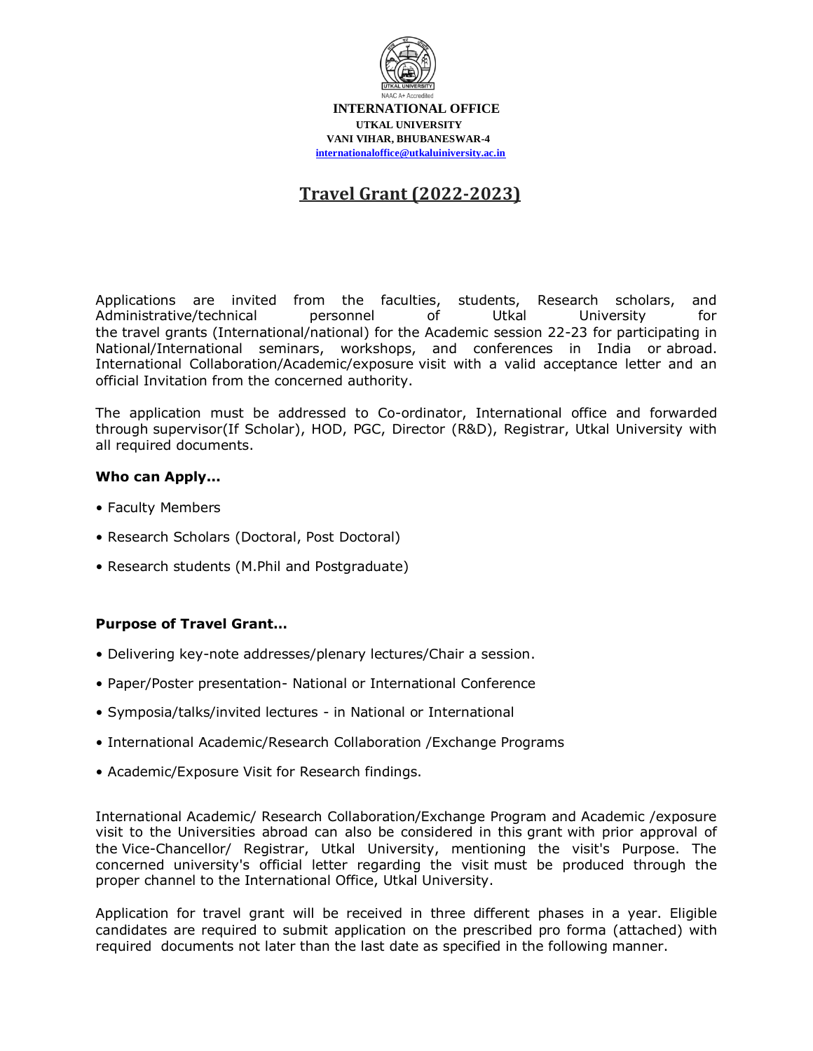**INTERNATIONAL OFFICE**

**UTKAL UNIVERSITY**

**VANI VIHAR, BHUBANESWAR-4**

**internationaloffice@utkaluniversity.ac.in**

# Travel Grant (2022-2023)

Applications are invited from the faculties, students, Research scholars, and Administrative/technical personnel of Utkal University for the travel grants (International/national) for the Academic session 22-23 for participating in National/International seminars, workshops, and conferences in India or abroad. International Collaboration/Academic/exposure visit with a valid acceptance letter and an official Invitation from the concerned authority.

The application must be addressed to Co-ordinator, International office and forwarded through supervisor(If Scholar), HOD, PGC, Director (R&D), Registrar, Utkal University with all required documents.

**Who can Apply…**

- Faculty Members
- Research Scholars (Doctoral, Post Doctoral)
- Research students (M.Phil and Postgraduate)

**Purpose of Travel Grant…**

- Delivering key-note addresses/plenary lectures/Chair a session.
- Paper/Poster presentation- National or International Conference
- Symposia/talks/invited lectures - in National or International
- International Academic/Research Collaboration /Exchange Programs
- Academic/Exposure Visit for Research findings.

International Academic/ Research Collaboration/Exchange Program and Academic /exposure visit to the Universities abroad can also be considered in this grant with prior approval of the Vice-Chancellor/ Registrar, Utkal University, mentioning the visit's Purpose. The concerned university's official letter regarding the visit must be produced through the proper channel to the International Office, Utkal University.

Application for travel grant will be received in three different phases in a year. Eligible candidates are required to submit application on the prescribed pro forma (attached) with required documents not later than the last date as specified in the following manner.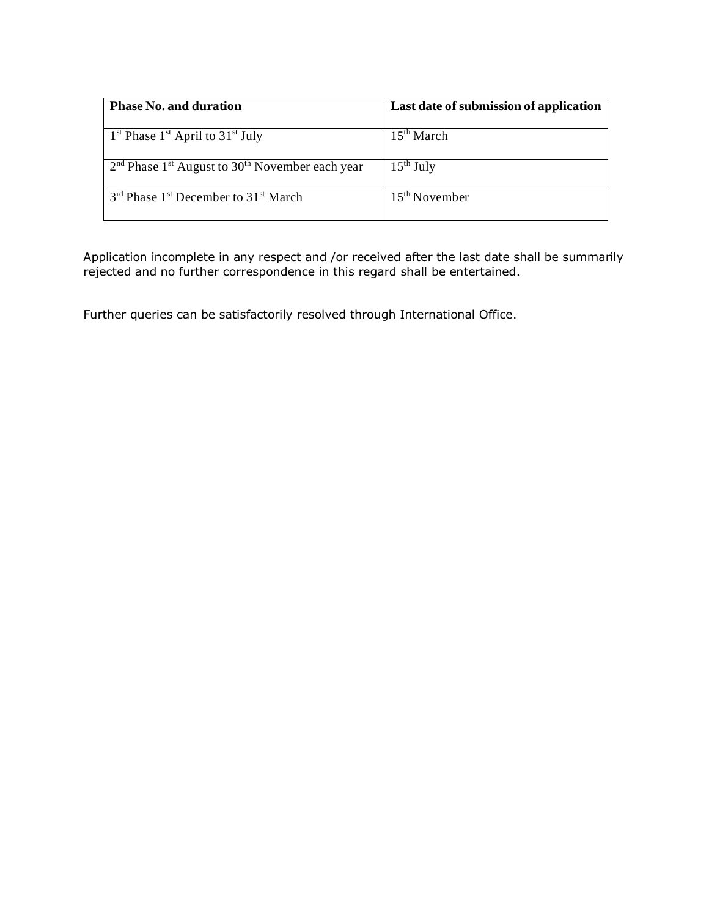| Phase No. and duration | Last date of submission of application |
|---|---|
| 1st Phase 1st April to 31st July | 15th March |
| 2nd Phase 1st August to 30th November each year | 15th July |
| 3rd Phase 1st December to 31st March | 15th November |

Application incomplete in any respect and /or received after the last date shall be summarily rejected and no further correspondence in this regard shall be entertained.

Further queries can be satisfactorily resolved through International Office.